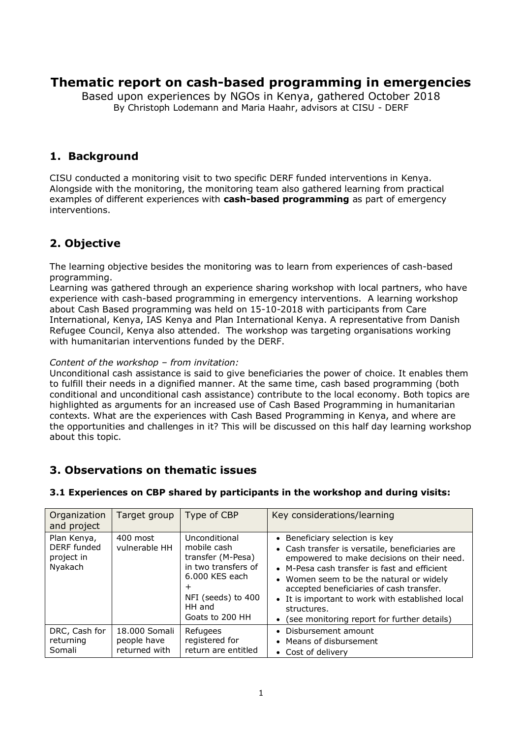# Thematic report on cash-based programming in emergencies

Based upon experiences by NGOs in Kenya, gathered October 2018
By Christoph Lodemann and Maria Haahr, advisors at CISU - DERF

## 1. Background

CISU conducted a monitoring visit to two specific DERF funded interventions in Kenya. Alongside with the monitoring, the monitoring team also gathered learning from practical examples of different experiences with **cash-based programming** as part of emergency interventions.

## 2. Objective

The learning objective besides the monitoring was to learn from experiences of cash-based programming.
Learning was gathered through an experience sharing workshop with local partners, who have experience with cash-based programming in emergency interventions. A learning workshop about Cash Based programming was held on 15-10-2018 with participants from Care International, Kenya, IAS Kenya and Plan International Kenya. A representative from Danish Refugee Council, Kenya also attended. The workshop was targeting organisations working with humanitarian interventions funded by the DERF.

*Content of the workshop – from invitation:*
Unconditional cash assistance is said to give beneficiaries the power of choice. It enables them to fulfill their needs in a dignified manner. At the same time, cash based programming (both conditional and unconditional cash assistance) contribute to the local economy. Both topics are highlighted as arguments for an increased use of Cash Based Programming in humanitarian contexts. What are the experiences with Cash Based Programming in Kenya, and where are the opportunities and challenges in it? This will be discussed on this half day learning workshop about this topic.

## 3. Observations on thematic issues

### 3.1 Experiences on CBP shared by participants in the workshop and during visits:

| Organization and project | Target group | Type of CBP | Key considerations/learning |
|---|---|---|---|
| Plan Kenya, DERF funded project in Nyakach | 400 most vulnerable HH | Unconditional mobile cash transfer (M-Pesa) in two transfers of 6.000 KES each + NFI (seeds) to 400 HH and Goats to 200 HH | • Beneficiary selection is key<br>• Cash transfer is versatile, beneficiaries are empowered to make decisions on their need.<br>• M-Pesa cash transfer is fast and efficient<br>• Women seem to be the natural or widely accepted beneficiaries of cash transfer.<br>• It is important to work with established local structures.<br>• (see monitoring report for further details) |
| DRC, Cash for returning Somali | 18.000 Somali people have returned with | Refugees registered for return are entitled | • Disbursement amount<br>• Means of disbursement<br>• Cost of delivery |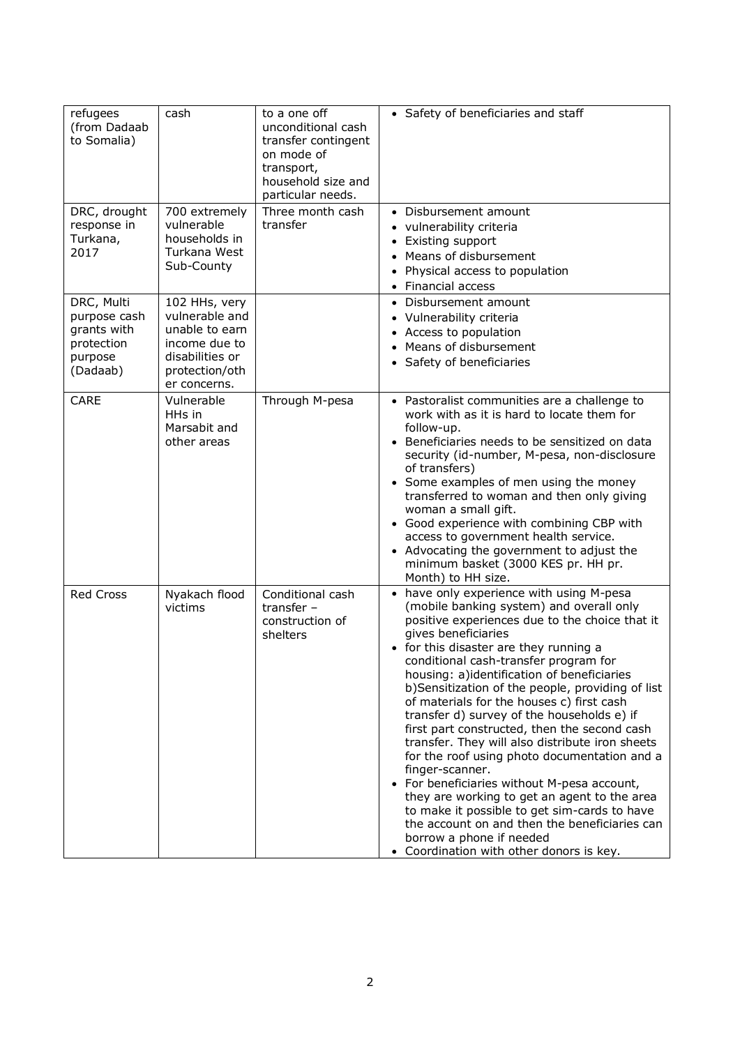| refugees (from Dadaab to Somalia) | cash | to a one off unconditional cash transfer contingent on mode of transport, household size and particular needs. | • Safety of beneficiaries and staff |
|---|---|---|---|
| DRC, drought response in Turkana, 2017 | 700 extremely vulnerable households in Turkana West Sub-County | Three month cash transfer | • Disbursement amount<br>• vulnerability criteria<br>• Existing support<br>• Means of disbursement<br>• Physical access to population<br>• Financial access |
| DRC, Multi purpose cash grants with protection purpose (Dadaab) | 102 HHs, very vulnerable and unable to earn income due to disabilities or protection/other concerns. | | • Disbursement amount<br>• Vulnerability criteria<br>• Access to population<br>• Means of disbursement<br>• Safety of beneficiaries |
| CARE | Vulnerable HHs in Marsabit and other areas | Through M-pesa | • Pastoralist communities are a challenge to work with as it is hard to locate them for follow-up.<br>• Beneficiaries needs to be sensitized on data security (id-number, M-pesa, non-disclosure of transfers)<br>• Some examples of men using the money transferred to woman and then only giving woman a small gift.<br>• Good experience with combining CBP with access to government health service.<br>• Advocating the government to adjust the minimum basket (3000 KES pr. HH pr. Month) to HH size. |
| Red Cross | Nyakach flood victims | Conditional cash transfer – construction of shelters | • have only experience with using M-pesa (mobile banking system) and overall only positive experiences due to the choice that it gives beneficiaries<br>• for this disaster are they running a conditional cash-transfer program for housing: a)identification of beneficiaries b)Sensitization of the people, providing of list of materials for the houses c) first cash transfer d) survey of the households e) if first part constructed, then the second cash transfer. They will also distribute iron sheets for the roof using photo documentation and a finger-scanner.<br>• For beneficiaries without M-pesa account, they are working to get an agent to the area to make it possible to get sim-cards to have the account on and then the beneficiaries can borrow a phone if needed<br>• Coordination with other donors is key. |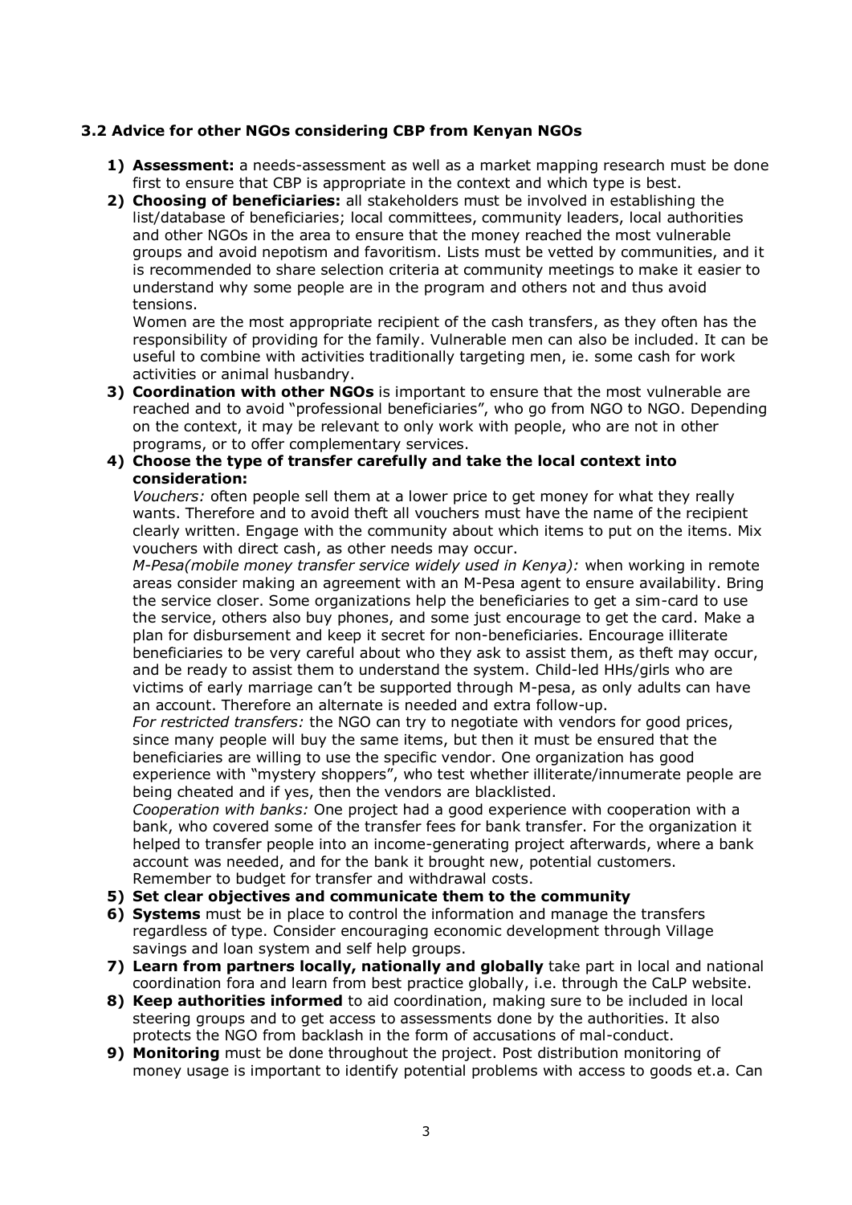### 3.2 Advice for other NGOs considering CBP from Kenyan NGOs

1) **Assessment:** a needs-assessment as well as a market mapping research must be done first to ensure that CBP is appropriate in the context and which type is best.
2) **Choosing of beneficiaries:** all stakeholders must be involved in establishing the list/database of beneficiaries; local committees, community leaders, local authorities and other NGOs in the area to ensure that the money reached the most vulnerable groups and avoid nepotism and favoritism. Lists must be vetted by communities, and it is recommended to share selection criteria at community meetings to make it easier to understand why some people are in the program and others not and thus avoid tensions.

   Women are the most appropriate recipient of the cash transfers, as they often has the responsibility of providing for the family. Vulnerable men can also be included. It can be useful to combine with activities traditionally targeting men, ie. some cash for work activities or animal husbandry.
3) **Coordination with other NGOs** is important to ensure that the most vulnerable are reached and to avoid "professional beneficiaries", who go from NGO to NGO. Depending on the context, it may be relevant to only work with people, who are not in other programs, or to offer complementary services.
4) **Choose the type of transfer carefully and take the local context into consideration:**

   *Vouchers:* often people sell them at a lower price to get money for what they really wants. Therefore and to avoid theft all vouchers must have the name of the recipient clearly written. Engage with the community about which items to put on the items. Mix vouchers with direct cash, as other needs may occur.

   *M-Pesa(mobile money transfer service widely used in Kenya):* when working in remote areas consider making an agreement with an M-Pesa agent to ensure availability. Bring the service closer. Some organizations help the beneficiaries to get a sim-card to use the service, others also buy phones, and some just encourage to get the card. Make a plan for disbursement and keep it secret for non-beneficiaries. Encourage illiterate beneficiaries to be very careful about who they ask to assist them, as theft may occur, and be ready to assist them to understand the system. Child-led HHs/girls who are victims of early marriage can't be supported through M-pesa, as only adults can have an account. Therefore an alternate is needed and extra follow-up.

   *For restricted transfers:* the NGO can try to negotiate with vendors for good prices, since many people will buy the same items, but then it must be ensured that the beneficiaries are willing to use the specific vendor. One organization has good experience with "mystery shoppers", who test whether illiterate/innumerate people are being cheated and if yes, then the vendors are blacklisted.

   *Cooperation with banks:* One project had a good experience with cooperation with a bank, who covered some of the transfer fees for bank transfer. For the organization it helped to transfer people into an income-generating project afterwards, where a bank account was needed, and for the bank it brought new, potential customers.
   Remember to budget for transfer and withdrawal costs.
5) **Set clear objectives and communicate them to the community**
6) **Systems** must be in place to control the information and manage the transfers regardless of type. Consider encouraging economic development through Village savings and loan system and self help groups.
7) **Learn from partners locally, nationally and globally** take part in local and national coordination fora and learn from best practice globally, i.e. through the CaLP website.
8) **Keep authorities informed** to aid coordination, making sure to be included in local steering groups and to get access to assessments done by the authorities. It also protects the NGO from backlash in the form of accusations of mal-conduct.
9) **Monitoring** must be done throughout the project. Post distribution monitoring of money usage is important to identify potential problems with access to goods et.a. Can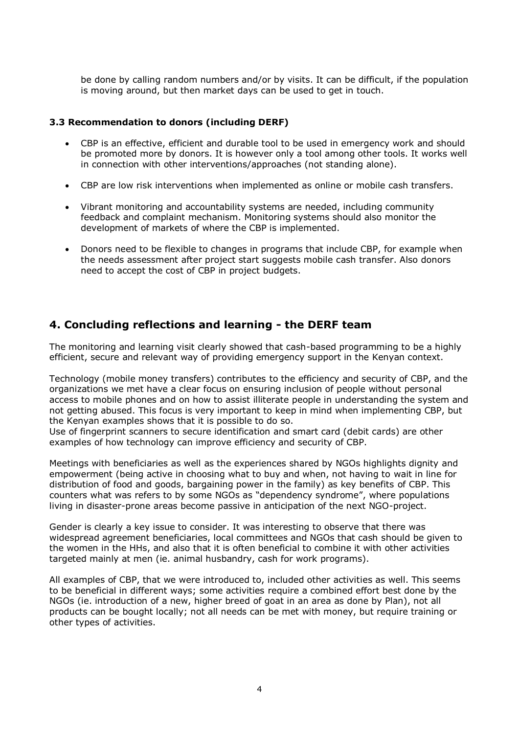be done by calling random numbers and/or by visits. It can be difficult, if the population is moving around, but then market days can be used to get in touch.

### 3.3 Recommendation to donors (including DERF)

- CBP is an effective, efficient and durable tool to be used in emergency work and should be promoted more by donors. It is however only a tool among other tools. It works well in connection with other interventions/approaches (not standing alone).
- CBP are low risk interventions when implemented as online or mobile cash transfers.
- Vibrant monitoring and accountability systems are needed, including community feedback and complaint mechanism. Monitoring systems should also monitor the development of markets of where the CBP is implemented.
- Donors need to be flexible to changes in programs that include CBP, for example when the needs assessment after project start suggests mobile cash transfer. Also donors need to accept the cost of CBP in project budgets.

## 4. Concluding reflections and learning - the DERF team

The monitoring and learning visit clearly showed that cash-based programming to be a highly efficient, secure and relevant way of providing emergency support in the Kenyan context.

Technology (mobile money transfers) contributes to the efficiency and security of CBP, and the organizations we met have a clear focus on ensuring inclusion of people without personal access to mobile phones and on how to assist illiterate people in understanding the system and not getting abused. This focus is very important to keep in mind when implementing CBP, but the Kenyan examples shows that it is possible to do so.
Use of fingerprint scanners to secure identification and smart card (debit cards) are other examples of how technology can improve efficiency and security of CBP.

Meetings with beneficiaries as well as the experiences shared by NGOs highlights dignity and empowerment (being active in choosing what to buy and when, not having to wait in line for distribution of food and goods, bargaining power in the family) as key benefits of CBP. This counters what was refers to by some NGOs as "dependency syndrome", where populations living in disaster-prone areas become passive in anticipation of the next NGO-project.

Gender is clearly a key issue to consider. It was interesting to observe that there was widespread agreement beneficiaries, local committees and NGOs that cash should be given to the women in the HHs, and also that it is often beneficial to combine it with other activities targeted mainly at men (ie. animal husbandry, cash for work programs).

All examples of CBP, that we were introduced to, included other activities as well. This seems to be beneficial in different ways; some activities require a combined effort best done by the NGOs (ie. introduction of a new, higher breed of goat in an area as done by Plan), not all products can be bought locally; not all needs can be met with money, but require training or other types of activities.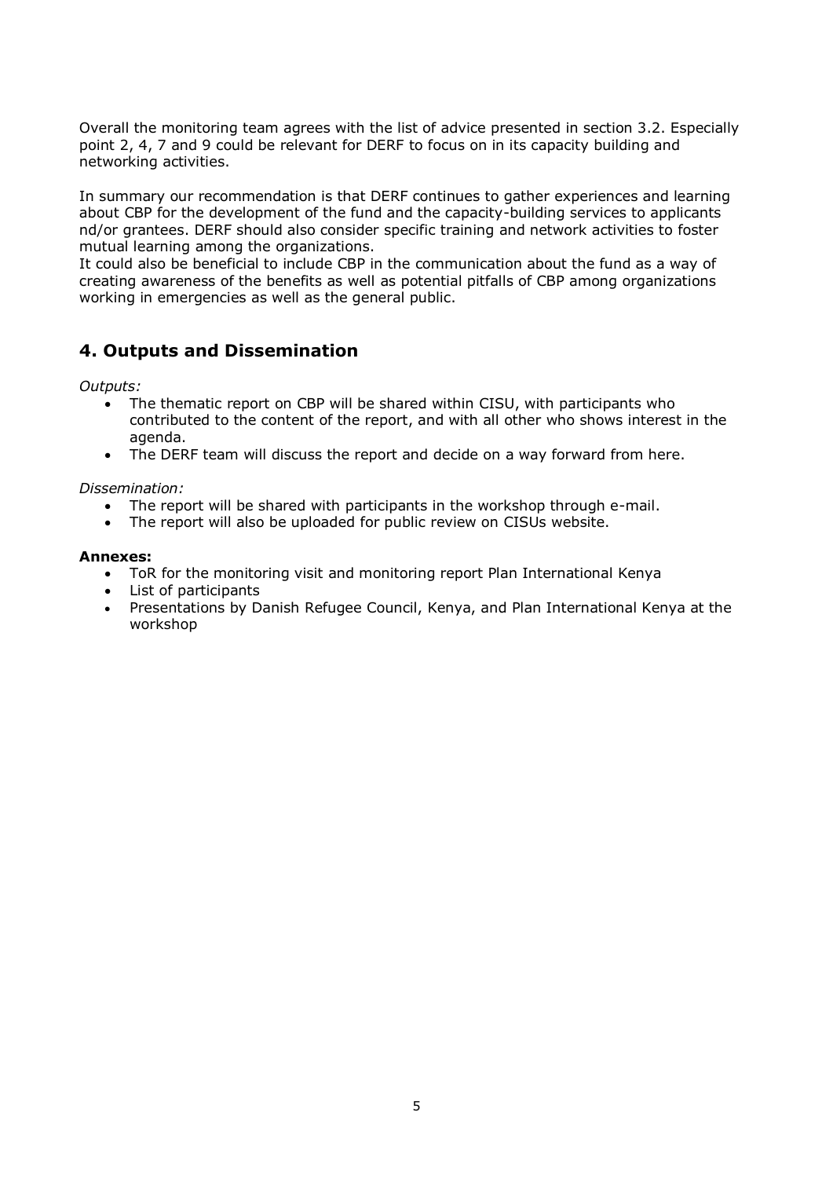Overall the monitoring team agrees with the list of advice presented in section 3.2. Especially point 2, 4, 7 and 9 could be relevant for DERF to focus on in its capacity building and networking activities.

In summary our recommendation is that DERF continues to gather experiences and learning about CBP for the development of the fund and the capacity-building services to applicants nd/or grantees. DERF should also consider specific training and network activities to foster mutual learning among the organizations.
It could also be beneficial to include CBP in the communication about the fund as a way of creating awareness of the benefits as well as potential pitfalls of CBP among organizations working in emergencies as well as the general public.

## 4. Outputs and Dissemination

*Outputs:*

- The thematic report on CBP will be shared within CISU, with participants who contributed to the content of the report, and with all other who shows interest in the agenda.
- The DERF team will discuss the report and decide on a way forward from here.

*Dissemination:*

- The report will be shared with participants in the workshop through e-mail.
- The report will also be uploaded for public review on CISUs website.

**Annexes:**

- ToR for the monitoring visit and monitoring report Plan International Kenya
- List of participants
- Presentations by Danish Refugee Council, Kenya, and Plan International Kenya at the workshop